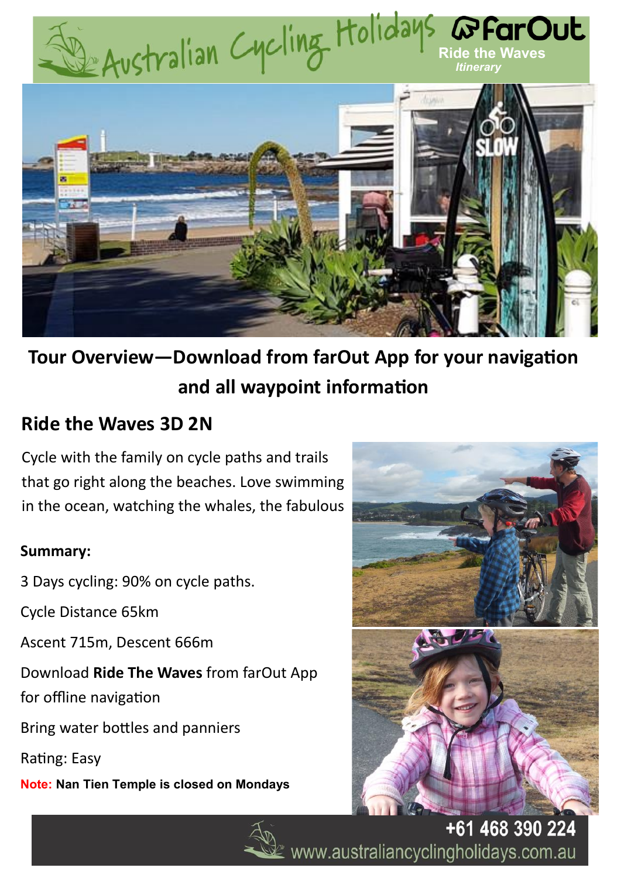Australian Cycling Holidays farOut

Ride the Waves
*Itinerary*

## Tour Overview—Download from farOut App for your navigation and all waypoint information

## Ride the Waves 3D 2N

Cycle with the family on cycle paths and trails that go right along the beaches. Love swimming in the ocean, watching the whales, the fabulous

**Summary:**

3 Days cycling: 90% on cycle paths.

Cycle Distance 65km

Ascent 715m, Descent 666m

Download **Ride The Waves** from farOut App for offline navigation

Bring water bottles and panniers

Rating: Easy

**Note: Nan Tien Temple is closed on Mondays**

+61 468 390 224
www.australiancyclingholidays.com.au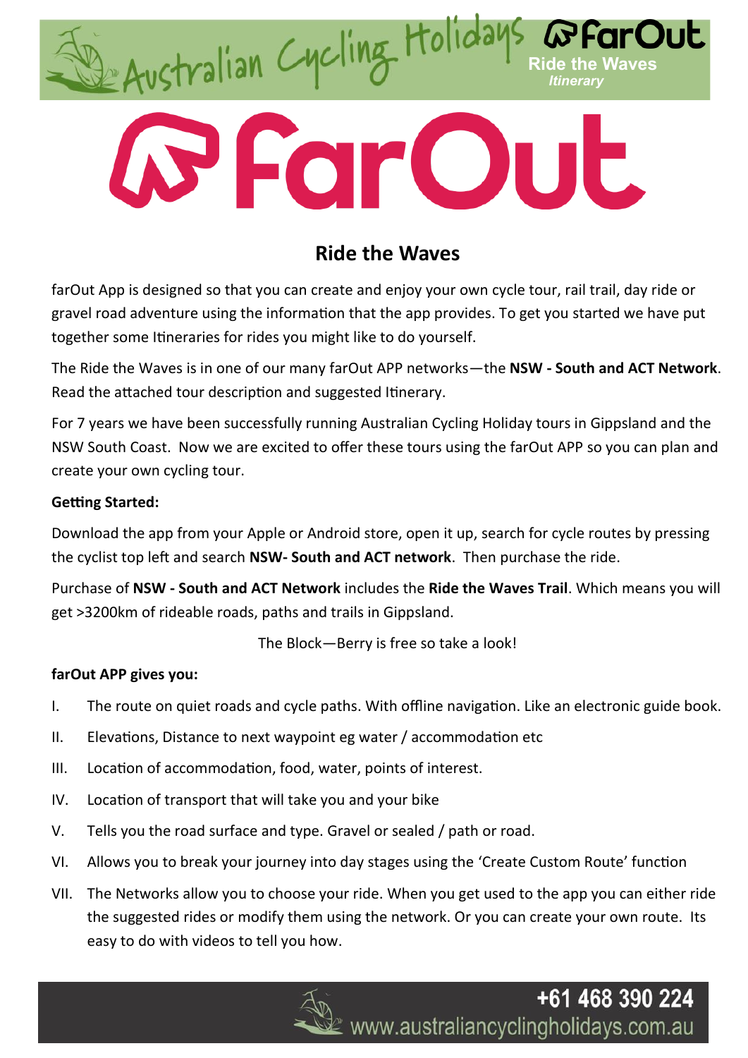## Ride the Waves

farOut App is designed so that you can create and enjoy your own cycle tour, rail trail, day ride or gravel road adventure using the information that the app provides. To get you started we have put together some Itineraries for rides you might like to do yourself.

The Ride the Waves is in one of our many farOut APP networks—the **NSW - South and ACT Network**. Read the attached tour description and suggested Itinerary.

For 7 years we have been successfully running Australian Cycling Holiday tours in Gippsland and the NSW South Coast. Now we are excited to offer these tours using the farOut APP so you can plan and create your own cycling tour.

**Getting Started:**

Download the app from your Apple or Android store, open it up, search for cycle routes by pressing the cyclist top left and search **NSW- South and ACT network**. Then purchase the ride.

Purchase of **NSW - South and ACT Network** includes the **Ride the Waves Trail**. Which means you will get >3200km of rideable roads, paths and trails in Gippsland.

The Block—Berry is free so take a look!

**farOut APP gives you:**

I. The route on quiet roads and cycle paths. With offline navigation. Like an electronic guide book.

II. Elevations, Distance to next waypoint eg water / accommodation etc

III. Location of accommodation, food, water, points of interest.

IV. Location of transport that will take you and your bike

V. Tells you the road surface and type. Gravel or sealed / path or road.

VI. Allows you to break your journey into day stages using the 'Create Custom Route' function

VII. The Networks allow you to choose your ride. When you get used to the app you can either ride the suggested rides or modify them using the network. Or you can create your own route. Its easy to do with videos to tell you how.

+61 468 390 224
www.australiancyclingholidays.com.au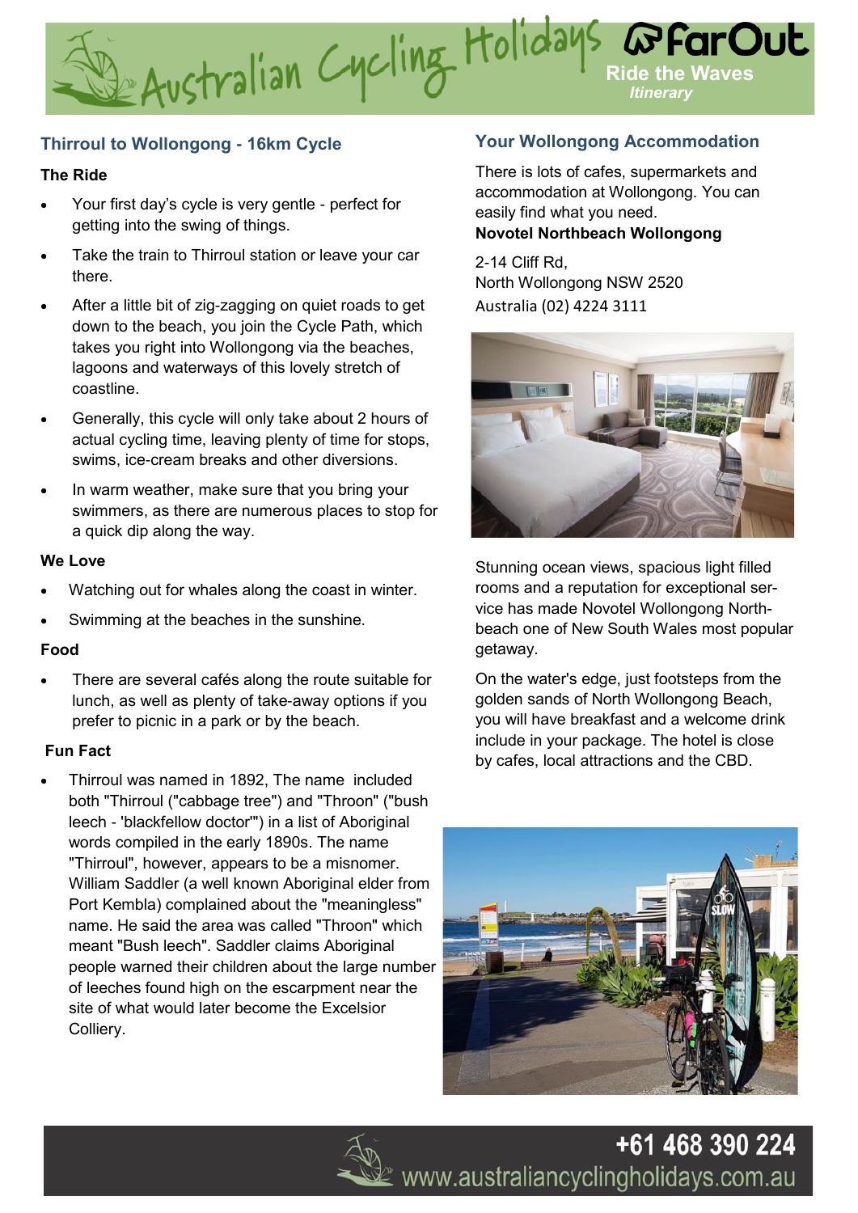## Thirroul to Wollongong - 16km Cycle

### The Ride

- Your first day's cycle is very gentle - perfect for getting into the swing of things.
- Take the train to Thirroul station or leave your car there.
- After a little bit of zig-zagging on quiet roads to get down to the beach, you join the Cycle Path, which takes you right into Wollongong via the beaches, lagoons and waterways of this lovely stretch of coastline.
- Generally, this cycle will only take about 2 hours of actual cycling time, leaving plenty of time for stops, swims, ice-cream breaks and other diversions.
- In warm weather, make sure that you bring your swimmers, as there are numerous places to stop for a quick dip along the way.

### We Love

- Watching out for whales along the coast in winter.
- Swimming at the beaches in the sunshine.

### Food

- There are several cafés along the route suitable for lunch, as well as plenty of take-away options if you prefer to picnic in a park or by the beach.

### Fun Fact

- Thirroul was named in 1892, The name included both "Thirroul ("cabbage tree") and "Throon" ("bush leech - 'blackfellow doctor'") in a list of Aboriginal words compiled in the early 1890s. The name "Thirroul", however, appears to be a misnomer. William Saddler (a well known Aboriginal elder from Port Kembla) complained about the "meaningless" name. He said the area was called "Throon" which meant "Bush leech". Saddler claims Aboriginal people warned their children about the large number of leeches found high on the escarpment near the site of what would later become the Excelsior Colliery.

## Your Wollongong Accommodation

There is lots of cafes, supermarkets and accommodation at Wollongong. You can easily find what you need.

**Novotel Northbeach Wollongong**

2-14 Cliff Rd,
North Wollongong NSW 2520
Australia (02) 4224 3111

Stunning ocean views, spacious light filled rooms and a reputation for exceptional service has made Novotel Wollongong Northbeach one of New South Wales most popular getaway.

On the water's edge, just footsteps from the golden sands of North Wollongong Beach, you will have breakfast and a welcome drink include in your package. The hotel is close by cafes, local attractions and the CBD.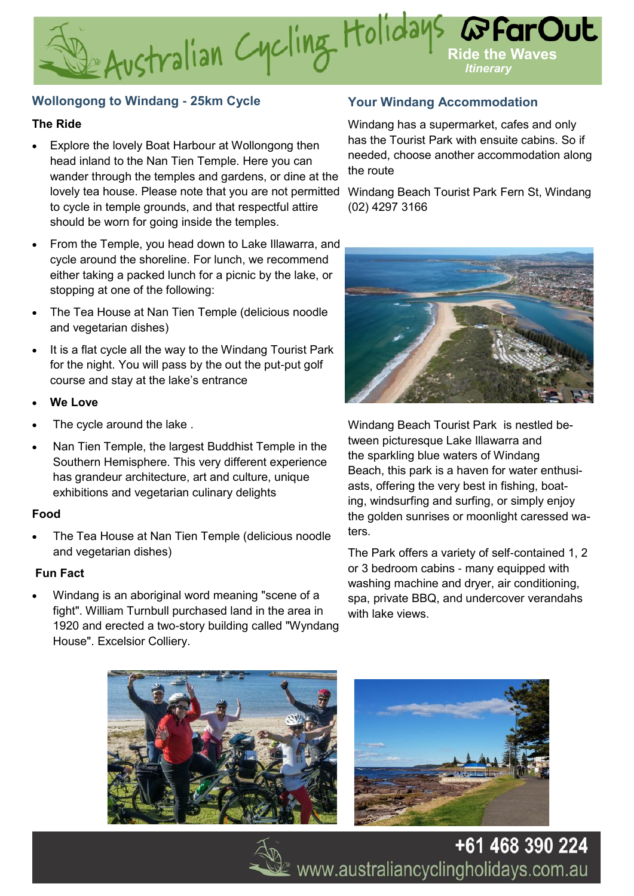## Wollongong to Windang - 25km Cycle

### The Ride

- Explore the lovely Boat Harbour at Wollongong then head inland to the Nan Tien Temple. Here you can wander through the temples and gardens, or dine at the lovely tea house. Please note that you are not permitted to cycle in temple grounds, and that respectful attire should be worn for going inside the temples.
- From the Temple, you head down to Lake Illawarra, and cycle around the shoreline. For lunch, we recommend either taking a packed lunch for a picnic by the lake, or stopping at one of the following:
- The Tea House at Nan Tien Temple (delicious noodle and vegetarian dishes)
- It is a flat cycle all the way to the Windang Tourist Park for the night. You will pass by the out the put-put golf course and stay at the lake's entrance
- **We Love**
- The cycle around the lake .
- Nan Tien Temple, the largest Buddhist Temple in the Southern Hemisphere. This very different experience has grandeur architecture, art and culture, unique exhibitions and vegetarian culinary delights

### Food

- The Tea House at Nan Tien Temple (delicious noodle and vegetarian dishes)

### Fun Fact

- Windang is an aboriginal word meaning "scene of a fight". William Turnbull purchased land in the area in 1920 and erected a two-story building called "Wyndang House". Excelsior Colliery.

## Your Windang Accommodation

Windang has a supermarket, cafes and only has the Tourist Park with ensuite cabins. So if needed, choose another accommodation along the route

Windang Beach Tourist Park Fern St, Windang (02) 4297 3166

Windang Beach Tourist Park is nestled between picturesque Lake Illawarra and the sparkling blue waters of Windang Beach, this park is a haven for water enthusiasts, offering the very best in fishing, boating, windsurfing and surfing, or simply enjoy the golden sunrises or moonlight caressed waters.

The Park offers a variety of self-contained 1, 2 or 3 bedroom cabins - many equipped with washing machine and dryer, air conditioning, spa, private BBQ, and undercover verandahs with lake views.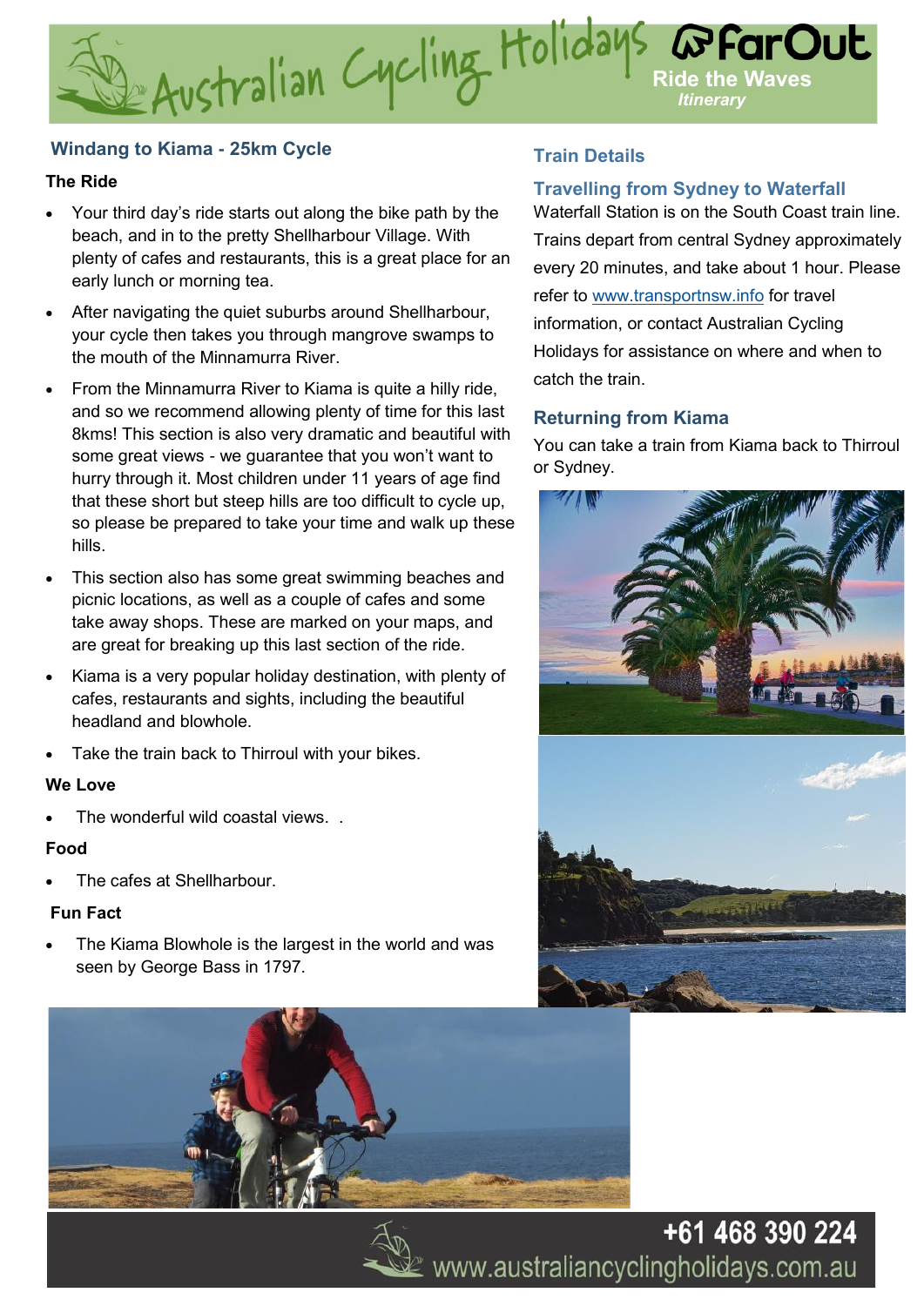## Windang to Kiama - 25km Cycle

### The Ride

- Your third day's ride starts out along the bike path by the beach, and in to the pretty Shellharbour Village. With plenty of cafes and restaurants, this is a great place for an early lunch or morning tea.
- After navigating the quiet suburbs around Shellharbour, your cycle then takes you through mangrove swamps to the mouth of the Minnamurra River.
- From the Minnamurra River to Kiama is quite a hilly ride, and so we recommend allowing plenty of time for this last 8kms! This section is also very dramatic and beautiful with some great views - we guarantee that you won't want to hurry through it. Most children under 11 years of age find that these short but steep hills are too difficult to cycle up, so please be prepared to take your time and walk up these hills.
- This section also has some great swimming beaches and picnic locations, as well as a couple of cafes and some take away shops. These are marked on your maps, and are great for breaking up this last section of the ride.
- Kiama is a very popular holiday destination, with plenty of cafes, restaurants and sights, including the beautiful headland and blowhole.
- Take the train back to Thirroul with your bikes.

### We Love

- The wonderful wild coastal views. .

### Food

- The cafes at Shellharbour.

### Fun Fact

- The Kiama Blowhole is the largest in the world and was seen by George Bass in 1797.

## Train Details

### Travelling from Sydney to Waterfall

Waterfall Station is on the South Coast train line. Trains depart from central Sydney approximately every 20 minutes, and take about 1 hour. Please refer to www.transportnsw.info for travel information, or contact Australian Cycling Holidays for assistance on where and when to catch the train.

### Returning from Kiama

You can take a train from Kiama back to Thirroul or Sydney.

+61 468 390 224
www.australiancyclingholidays.com.au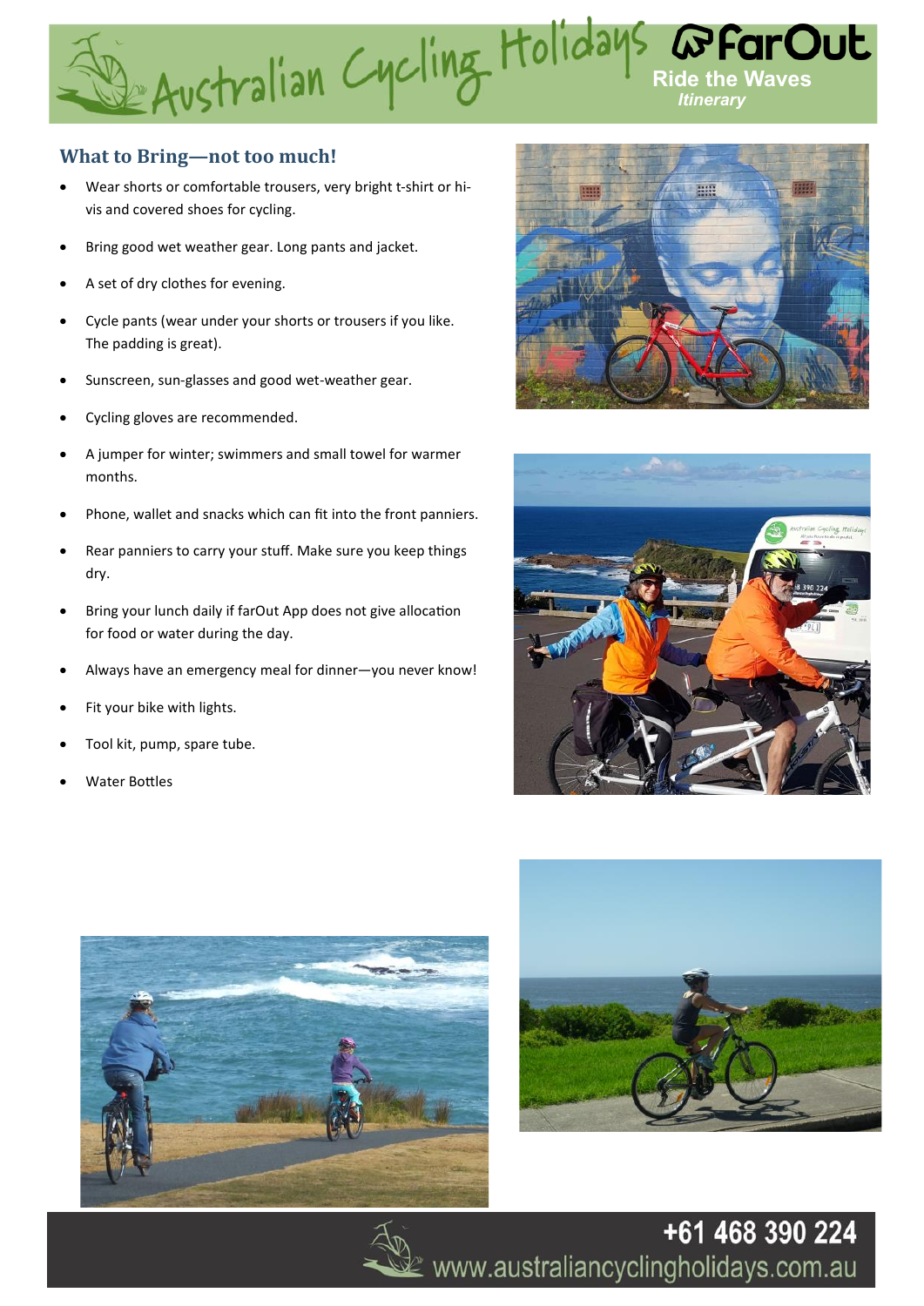## What to Bring—not too much!

- Wear shorts or comfortable trousers, very bright t-shirt or hi-vis and covered shoes for cycling.
- Bring good wet weather gear. Long pants and jacket.
- A set of dry clothes for evening.
- Cycle pants (wear under your shorts or trousers if you like. The padding is great).
- Sunscreen, sun-glasses and good wet-weather gear.
- Cycling gloves are recommended.
- A jumper for winter; swimmers and small towel for warmer months.
- Phone, wallet and snacks which can fit into the front panniers.
- Rear panniers to carry your stuff. Make sure you keep things dry.
- Bring your lunch daily if farOut App does not give allocation for food or water during the day.
- Always have an emergency meal for dinner—you never know!
- Fit your bike with lights.
- Tool kit, pump, spare tube.
- Water Bottles